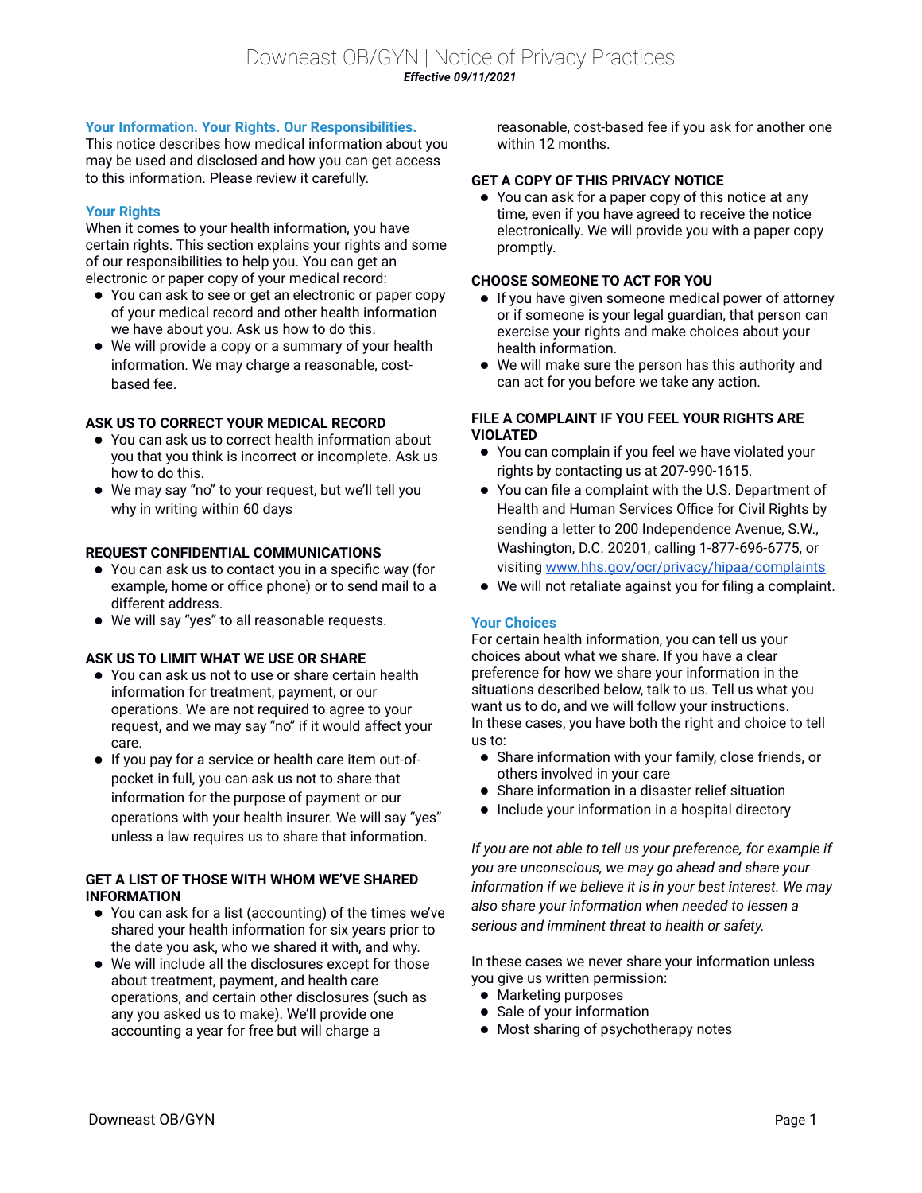# Downeast OB/GYN | Notice of Privacy Practices

***Effective 09/11/2021***

## Your Information. Your Rights. Our Responsibilities.

This notice describes how medical information about you may be used and disclosed and how you can get access to this information. Please review it carefully.

## Your Rights

When it comes to your health information, you have certain rights. This section explains your rights and some of our responsibilities to help you. You can get an electronic or paper copy of your medical record:

- You can ask to see or get an electronic or paper copy of your medical record and other health information we have about you. Ask us how to do this.
- We will provide a copy or a summary of your health information. We may charge a reasonable, cost-based fee.

### ASK US TO CORRECT YOUR MEDICAL RECORD

- You can ask us to correct health information about you that you think is incorrect or incomplete. Ask us how to do this.
- We may say "no" to your request, but we'll tell you why in writing within 60 days

### REQUEST CONFIDENTIAL COMMUNICATIONS

- You can ask us to contact you in a specific way (for example, home or office phone) or to send mail to a different address.
- We will say "yes" to all reasonable requests.

### ASK US TO LIMIT WHAT WE USE OR SHARE

- You can ask us not to use or share certain health information for treatment, payment, or our operations. We are not required to agree to your request, and we may say "no" if it would affect your care.
- If you pay for a service or health care item out-of-pocket in full, you can ask us not to share that information for the purpose of payment or our operations with your health insurer. We will say "yes" unless a law requires us to share that information.

### GET A LIST OF THOSE WITH WHOM WE'VE SHARED INFORMATION

- You can ask for a list (accounting) of the times we've shared your health information for six years prior to the date you ask, who we shared it with, and why.
- We will include all the disclosures except for those about treatment, payment, and health care operations, and certain other disclosures (such as any you asked us to make). We'll provide one accounting a year for free but will charge a reasonable, cost-based fee if you ask for another one within 12 months.

### GET A COPY OF THIS PRIVACY NOTICE

- You can ask for a paper copy of this notice at any time, even if you have agreed to receive the notice electronically. We will provide you with a paper copy promptly.

### CHOOSE SOMEONE TO ACT FOR YOU

- If you have given someone medical power of attorney or if someone is your legal guardian, that person can exercise your rights and make choices about your health information.
- We will make sure the person has this authority and can act for you before we take any action.

### FILE A COMPLAINT IF YOU FEEL YOUR RIGHTS ARE VIOLATED

- You can complain if you feel we have violated your rights by contacting us at 207-990-1615.
- You can file a complaint with the U.S. Department of Health and Human Services Office for Civil Rights by sending a letter to 200 Independence Avenue, S.W., Washington, D.C. 20201, calling 1-877-696-6775, or visiting www.hhs.gov/ocr/privacy/hipaa/complaints
- We will not retaliate against you for filing a complaint.

## Your Choices

For certain health information, you can tell us your choices about what we share. If you have a clear preference for how we share your information in the situations described below, talk to us. Tell us what you want us to do, and we will follow your instructions.
In these cases, you have both the right and choice to tell us to:

- Share information with your family, close friends, or others involved in your care
- Share information in a disaster relief situation
- Include your information in a hospital directory

*If you are not able to tell us your preference, for example if you are unconscious, we may go ahead and share your information if we believe it is in your best interest. We may also share your information when needed to lessen a serious and imminent threat to health or safety.*

In these cases we never share your information unless you give us written permission:

- Marketing purposes
- Sale of your information
- Most sharing of psychotherapy notes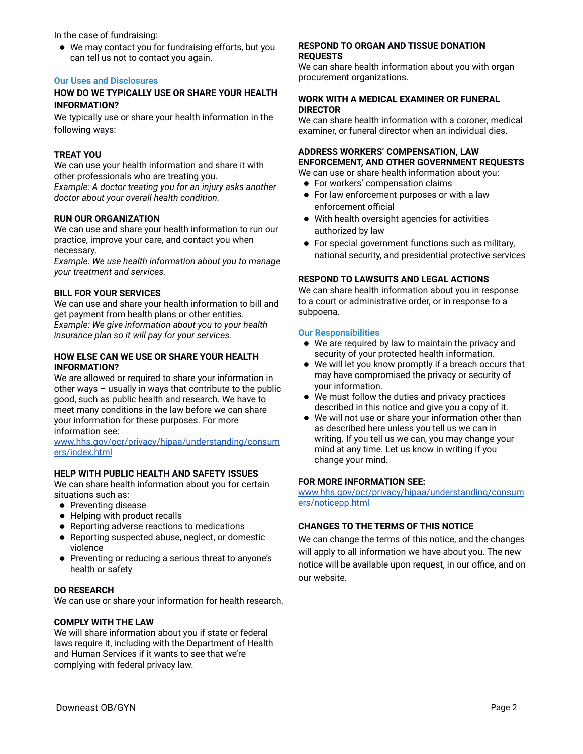In the case of fundraising:

- We may contact you for fundraising efforts, but you can tell us not to contact you again.

## Our Uses and Disclosures

### HOW DO WE TYPICALLY USE OR SHARE YOUR HEALTH INFORMATION?

We typically use or share your health information in the following ways:

**TREAT YOU**

We can use your health information and share it with other professionals who are treating you.
*Example: A doctor treating you for an injury asks another doctor about your overall health condition.*

**RUN OUR ORGANIZATION**

We can use and share your health information to run our practice, improve your care, and contact you when necessary.
*Example: We use health information about you to manage your treatment and services.*

**BILL FOR YOUR SERVICES**

We can use and share your health information to bill and get payment from health plans or other entities.
*Example: We give information about you to your health insurance plan so it will pay for your services.*

### HOW ELSE CAN WE USE OR SHARE YOUR HEALTH INFORMATION?

We are allowed or required to share your information in other ways – usually in ways that contribute to the public good, such as public health and research. We have to meet many conditions in the law before we can share your information for these purposes. For more information see: [www.hhs.gov/ocr/privacy/hipaa/understanding/consumers/index.html](www.hhs.gov/ocr/privacy/hipaa/understanding/consumers/index.html)

**HELP WITH PUBLIC HEALTH AND SAFETY ISSUES**

We can share health information about you for certain situations such as:

- Preventing disease
- Helping with product recalls
- Reporting adverse reactions to medications
- Reporting suspected abuse, neglect, or domestic violence
- Preventing or reducing a serious threat to anyone's health or safety

**DO RESEARCH**

We can use or share your information for health research.

**COMPLY WITH THE LAW**

We will share information about you if state or federal laws require it, including with the Department of Health and Human Services if it wants to see that we're complying with federal privacy law.

**RESPOND TO ORGAN AND TISSUE DONATION REQUESTS**

We can share health information about you with organ procurement organizations.

**WORK WITH A MEDICAL EXAMINER OR FUNERAL DIRECTOR**

We can share health information with a coroner, medical examiner, or funeral director when an individual dies.

**ADDRESS WORKERS' COMPENSATION, LAW ENFORCEMENT, AND OTHER GOVERNMENT REQUESTS**

We can use or share health information about you:

- For workers' compensation claims
- For law enforcement purposes or with a law enforcement official
- With health oversight agencies for activities authorized by law
- For special government functions such as military, national security, and presidential protective services

**RESPOND TO LAWSUITS AND LEGAL ACTIONS**

We can share health information about you in response to a court or administrative order, or in response to a subpoena.

## Our Responsibilities

- We are required by law to maintain the privacy and security of your protected health information.
- We will let you know promptly if a breach occurs that may have compromised the privacy or security of your information.
- We must follow the duties and privacy practices described in this notice and give you a copy of it.
- We will not use or share your information other than as described here unless you tell us we can in writing. If you tell us we can, you may change your mind at any time. Let us know in writing if you change your mind.

**FOR MORE INFORMATION SEE:**

[www.hhs.gov/ocr/privacy/hipaa/understanding/consumers/noticepp.html](www.hhs.gov/ocr/privacy/hipaa/understanding/consumers/noticepp.html)

**CHANGES TO THE TERMS OF THIS NOTICE**

We can change the terms of this notice, and the changes will apply to all information we have about you. The new notice will be available upon request, in our office, and on our website.